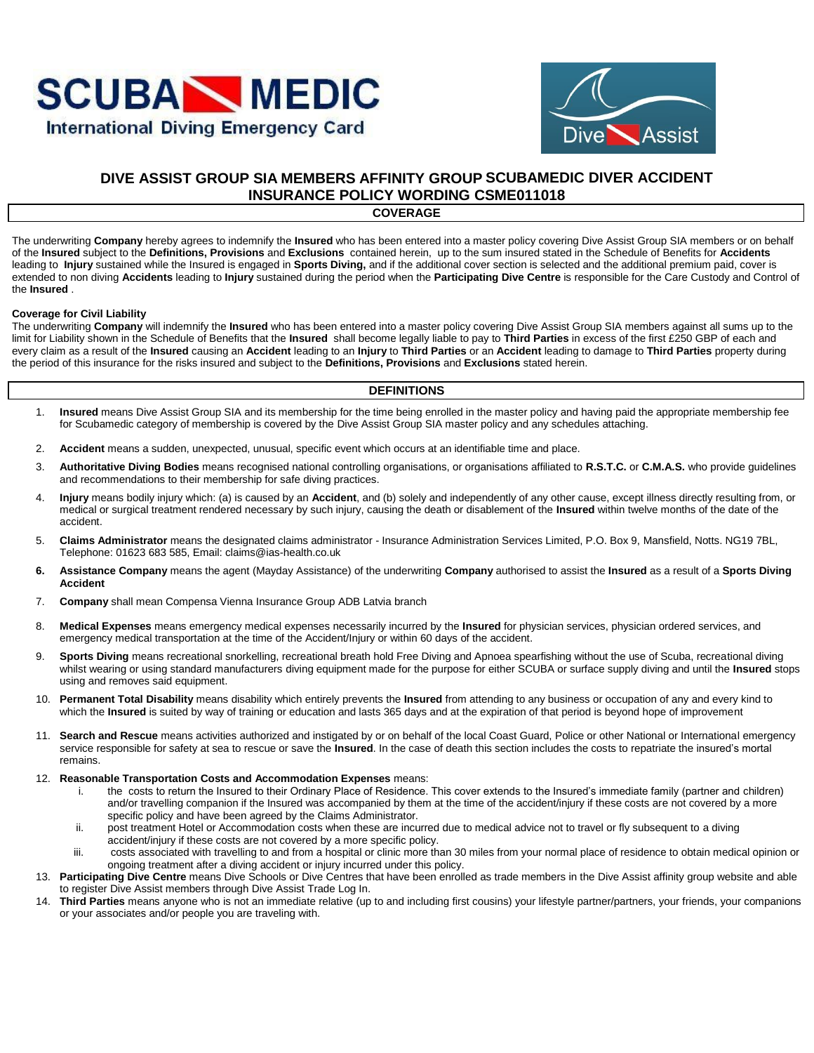SCUBA MEDIC
International Diving Emergency Card

Dive Assist

# DIVE ASSIST GROUP SIA MEMBERS AFFINITY GROUP SCUBAMEDIC DIVER ACCIDENT INSURANCE POLICY WORDING CSME011018

## COVERAGE

The underwriting **Company** hereby agrees to indemnify the **Insured** who has been entered into a master policy covering Dive Assist Group SIA members or on behalf of the **Insured** subject to the **Definitions, Provisions** and **Exclusions** contained herein, up to the sum insured stated in the Schedule of Benefits for **Accidents** leading to **Injury** sustained while the Insured is engaged in **Sports Diving,** and if the additional cover section is selected and the additional premium paid, cover is extended to non diving **Accidents** leading to **Injury** sustained during the period when the **Participating Dive Centre** is responsible for the Care Custody and Control of the **Insured** .

**Coverage for Civil Liability**

The underwriting **Company** will indemnify the **Insured** who has been entered into a master policy covering Dive Assist Group SIA members against all sums up to the limit for Liability shown in the Schedule of Benefits that the **Insured** shall become legally liable to pay to **Third Parties** in excess of the first £250 GBP of each and every claim as a result of the **Insured** causing an **Accident** leading to an **Injury** to **Third Parties** or an **Accident** leading to damage to **Third Parties** property during the period of this insurance for the risks insured and subject to the **Definitions, Provisions** and **Exclusions** stated herein.

## DEFINITIONS

1. **Insured** means Dive Assist Group SIA and its membership for the time being enrolled in the master policy and having paid the appropriate membership fee for Scubamedic category of membership is covered by the Dive Assist Group SIA master policy and any schedules attaching.
2. **Accident** means a sudden, unexpected, unusual, specific event which occurs at an identifiable time and place.
3. **Authoritative Diving Bodies** means recognised national controlling organisations, or organisations affiliated to **R.S.T.C.** or **C.M.A.S.** who provide guidelines and recommendations to their membership for safe diving practices.
4. **Injury** means bodily injury which: (a) is caused by an **Accident**, and (b) solely and independently of any other cause, except illness directly resulting from, or medical or surgical treatment rendered necessary by such injury, causing the death or disablement of the **Insured** within twelve months of the date of the accident.
5. **Claims Administrator** means the designated claims administrator - Insurance Administration Services Limited, P.O. Box 9, Mansfield, Notts. NG19 7BL, Telephone: 01623 683 585, Email: claims@ias-health.co.uk
6. **Assistance Company** means the agent (Mayday Assistance) of the underwriting **Company** authorised to assist the **Insured** as a result of a **Sports Diving Accident**
7. **Company** shall mean Compensa Vienna Insurance Group ADB Latvia branch
8. **Medical Expenses** means emergency medical expenses necessarily incurred by the **Insured** for physician services, physician ordered services, and emergency medical transportation at the time of the Accident/Injury or within 60 days of the accident.
9. **Sports Diving** means recreational snorkelling, recreational breath hold Free Diving and Apnoea spearfishing without the use of Scuba, recreational diving whilst wearing or using standard manufacturers diving equipment made for the purpose for either SCUBA or surface supply diving and until the **Insured** stops using and removes said equipment.
10. **Permanent Total Disability** means disability which entirely prevents the **Insured** from attending to any business or occupation of any and every kind to which the **Insured** is suited by way of training or education and lasts 365 days and at the expiration of that period is beyond hope of improvement
11. **Search and Rescue** means activities authorized and instigated by or on behalf of the local Coast Guard, Police or other National or International emergency service responsible for safety at sea to rescue or save the **Insured**. In the case of death this section includes the costs to repatriate the insured's mortal remains.
12. **Reasonable Transportation Costs and Accommodation Expenses** means:
    i. the costs to return the Insured to their Ordinary Place of Residence. This cover extends to the Insured's immediate family (partner and children) and/or travelling companion if the Insured was accompanied by them at the time of the accident/injury if these costs are not covered by a more specific policy and have been agreed by the Claims Administrator.
    ii. post treatment Hotel or Accommodation costs when these are incurred due to medical advice not to travel or fly subsequent to a diving accident/injury if these costs are not covered by a more specific policy.
    iii. costs associated with travelling to and from a hospital or clinic more than 30 miles from your normal place of residence to obtain medical opinion or ongoing treatment after a diving accident or injury incurred under this policy.
13. **Participating Dive Centre** means Dive Schools or Dive Centres that have been enrolled as trade members in the Dive Assist affinity group website and able to register Dive Assist members through Dive Assist Trade Log In.
14. **Third Parties** means anyone who is not an immediate relative (up to and including first cousins) your lifestyle partner/partners, your friends, your companions or your associates and/or people you are traveling with.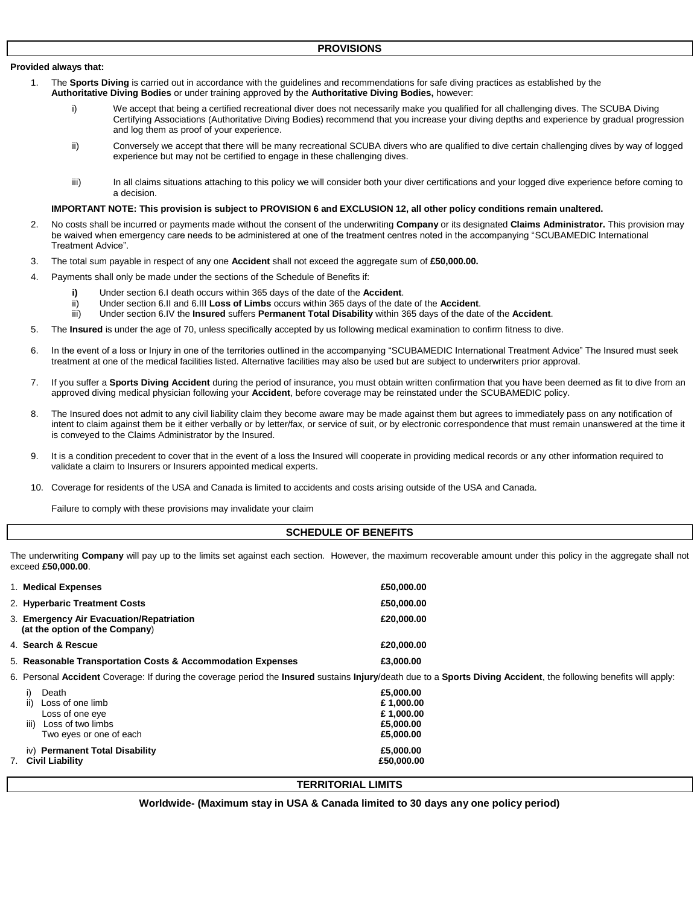## PROVISIONS

**Provided always that:**

1. The **Sports Diving** is carried out in accordance with the guidelines and recommendations for safe diving practices as established by the **Authoritative Diving Bodies** or under training approved by the **Authoritative Diving Bodies,** however:

   i) We accept that being a certified recreational diver does not necessarily make you qualified for all challenging dives. The SCUBA Diving Certifying Associations (Authoritative Diving Bodies) recommend that you increase your diving depths and experience by gradual progression and log them as proof of your experience.

   ii) Conversely we accept that there will be many recreational SCUBA divers who are qualified to dive certain challenging dives by way of logged experience but may not be certified to engage in these challenging dives.

   iii) In all claims situations attaching to this policy we will consider both your diver certifications and your logged dive experience before coming to a decision.

   **IMPORTANT NOTE: This provision is subject to PROVISION 6 and EXCLUSION 12, all other policy conditions remain unaltered.**

2. No costs shall be incurred or payments made without the consent of the underwriting **Company** or its designated **Claims Administrator.** This provision may be waived when emergency care needs to be administered at one of the treatment centres noted in the accompanying "SCUBAMEDIC International Treatment Advice".

3. The total sum payable in respect of any one **Accident** shall not exceed the aggregate sum of **£50,000.00.**

4. Payments shall only be made under the sections of the Schedule of Benefits if:

   **i)** Under section 6.I death occurs within 365 days of the date of the **Accident**.
   ii) Under section 6.II and 6.III **Loss of Limbs** occurs within 365 days of the date of the **Accident**.
   iii) Under section 6.IV the **Insured** suffers **Permanent Total Disability** within 365 days of the date of the **Accident**.

5. The **Insured** is under the age of 70, unless specifically accepted by us following medical examination to confirm fitness to dive.

6. In the event of a loss or Injury in one of the territories outlined in the accompanying "SCUBAMEDIC International Treatment Advice" The Insured must seek treatment at one of the medical facilities listed. Alternative facilities may also be used but are subject to underwriters prior approval.

7. If you suffer a **Sports Diving Accident** during the period of insurance, you must obtain written confirmation that you have been deemed as fit to dive from an approved diving medical physician following your **Accident**, before coverage may be reinstated under the SCUBAMEDIC policy.

8. The Insured does not admit to any civil liability claim they become aware may be made against them but agrees to immediately pass on any notification of intent to claim against them be it either verbally or by letter/fax, or service of suit, or by electronic correspondence that must remain unanswered at the time it is conveyed to the Claims Administrator by the Insured.

9. It is a condition precedent to cover that in the event of a loss the Insured will cooperate in providing medical records or any other information required to validate a claim to Insurers or Insurers appointed medical experts.

10. Coverage for residents of the USA and Canada is limited to accidents and costs arising outside of the USA and Canada.

Failure to comply with these provisions may invalidate your claim

## SCHEDULE OF BENEFITS

The underwriting **Company** will pay up to the limits set against each section. However, the maximum recoverable amount under this policy in the aggregate shall not exceed **£50,000.00**.

| | |
|---|---|
| 1. **Medical Expenses** | **£50,000.00** |
| 2. **Hyperbaric Treatment Costs** | **£50,000.00** |
| 3. **Emergency Air Evacuation/Repatriation (at the option of the Company)** | **£20,000.00** |
| 4. **Search & Rescue** | **£20,000.00** |
| 5. **Reasonable Transportation Costs & Accommodation Expenses** | **£3,000.00** |

6. Personal **Accident** Coverage: If during the coverage period the **Insured** sustains **Injury**/death due to a **Sports Diving Accident**, the following benefits will apply:

| | |
|---|---|
| i) Death | **£5,000.00** |
| ii) Loss of one limb | **£ 1,000.00** |
| Loss of one eye | **£ 1,000.00** |
| iii) Loss of two limbs | **£5,000.00** |
| Two eyes or one of each | **£5,000.00** |
| iv) **Permanent Total Disability** | **£5,000.00** |
| 7. **Civil Liability** | **£50,000.00** |

## TERRITORIAL LIMITS

**Worldwide- (Maximum stay in USA & Canada limited to 30 days any one policy period)**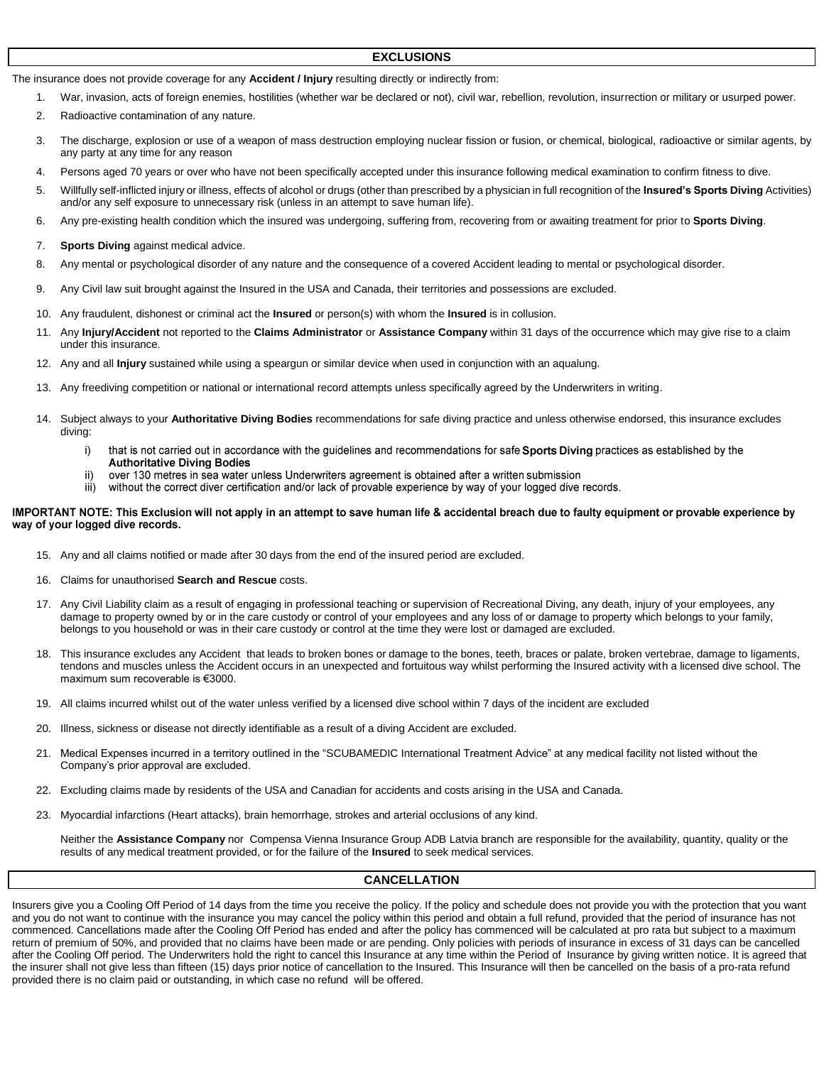## EXCLUSIONS

The insurance does not provide coverage for any **Accident / Injury** resulting directly or indirectly from:

1. War, invasion, acts of foreign enemies, hostilities (whether war be declared or not), civil war, rebellion, revolution, insurrection or military or usurped power.
2. Radioactive contamination of any nature.
3. The discharge, explosion or use of a weapon of mass destruction employing nuclear fission or fusion, or chemical, biological, radioactive or similar agents, by any party at any time for any reason
4. Persons aged 70 years or over who have not been specifically accepted under this insurance following medical examination to confirm fitness to dive.
5. Willfully self-inflicted injury or illness, effects of alcohol or drugs (other than prescribed by a physician in full recognition of the **Insured's Sports Diving** Activities) and/or any self exposure to unnecessary risk (unless in an attempt to save human life).
6. Any pre-existing health condition which the insured was undergoing, suffering from, recovering from or awaiting treatment for prior to **Sports Diving**.
7. **Sports Diving** against medical advice.
8. Any mental or psychological disorder of any nature and the consequence of a covered Accident leading to mental or psychological disorder.
9. Any Civil law suit brought against the Insured in the USA and Canada, their territories and possessions are excluded.
10. Any fraudulent, dishonest or criminal act the **Insured** or person(s) with whom the **Insured** is in collusion.
11. Any **Injury/Accident** not reported to the **Claims Administrator** or **Assistance Company** within 31 days of the occurrence which may give rise to a claim under this insurance.
12. Any and all **Injury** sustained while using a speargun or similar device when used in conjunction with an aqualung.
13. Any freediving competition or national or international record attempts unless specifically agreed by the Underwriters in writing.
14. Subject always to your **Authoritative Diving Bodies** recommendations for safe diving practice and unless otherwise endorsed, this insurance excludes diving:
    - i) that is not carried out in accordance with the guidelines and recommendations for safe **Sports Diving** practices as established by the **Authoritative Diving Bodies**
    - ii) over 130 metres in sea water unless Underwriters agreement is obtained after a written submission
    - iii) without the correct diver certification and/or lack of provable experience by way of your logged dive records.

**IMPORTANT NOTE: This Exclusion will not apply in an attempt to save human life & accidental breach due to faulty equipment or provable experience by way of your logged dive records.**

15. Any and all claims notified or made after 30 days from the end of the insured period are excluded.
16. Claims for unauthorised **Search and Rescue** costs.
17. Any Civil Liability claim as a result of engaging in professional teaching or supervision of Recreational Diving, any death, injury of your employees, any damage to property owned by or in the care custody or control of your employees and any loss of or damage to property which belongs to your family, belongs to you household or was in their care custody or control at the time they were lost or damaged are excluded.
18. This insurance excludes any Accident that leads to broken bones or damage to the bones, teeth, braces or palate, broken vertebrae, damage to ligaments, tendons and muscles unless the Accident occurs in an unexpected and fortuitous way whilst performing the Insured activity with a licensed dive school. The maximum sum recoverable is €3000.
19. All claims incurred whilst out of the water unless verified by a licensed dive school within 7 days of the incident are excluded
20. Illness, sickness or disease not directly identifiable as a result of a diving Accident are excluded.
21. Medical Expenses incurred in a territory outlined in the "SCUBAMEDIC International Treatment Advice" at any medical facility not listed without the Company's prior approval are excluded.
22. Excluding claims made by residents of the USA and Canadian for accidents and costs arising in the USA and Canada.
23. Myocardial infarctions (Heart attacks), brain hemorrhage, strokes and arterial occlusions of any kind.

Neither the **Assistance Company** nor Compensa Vienna Insurance Group ADB Latvia branch are responsible for the availability, quantity, quality or the results of any medical treatment provided, or for the failure of the **Insured** to seek medical services.

## CANCELLATION

Insurers give you a Cooling Off Period of 14 days from the time you receive the policy. If the policy and schedule does not provide you with the protection that you want and you do not want to continue with the insurance you may cancel the policy within this period and obtain a full refund, provided that the period of insurance has not commenced. Cancellations made after the Cooling Off Period has ended and after the policy has commenced will be calculated at pro rata but subject to a maximum return of premium of 50%, and provided that no claims have been made or are pending. Only policies with periods of insurance in excess of 31 days can be cancelled after the Cooling Off period. The Underwriters hold the right to cancel this Insurance at any time within the Period of Insurance by giving written notice. It is agreed that the insurer shall not give less than fifteen (15) days prior notice of cancellation to the Insured. This Insurance will then be cancelled on the basis of a pro-rata refund provided there is no claim paid or outstanding, in which case no refund will be offered.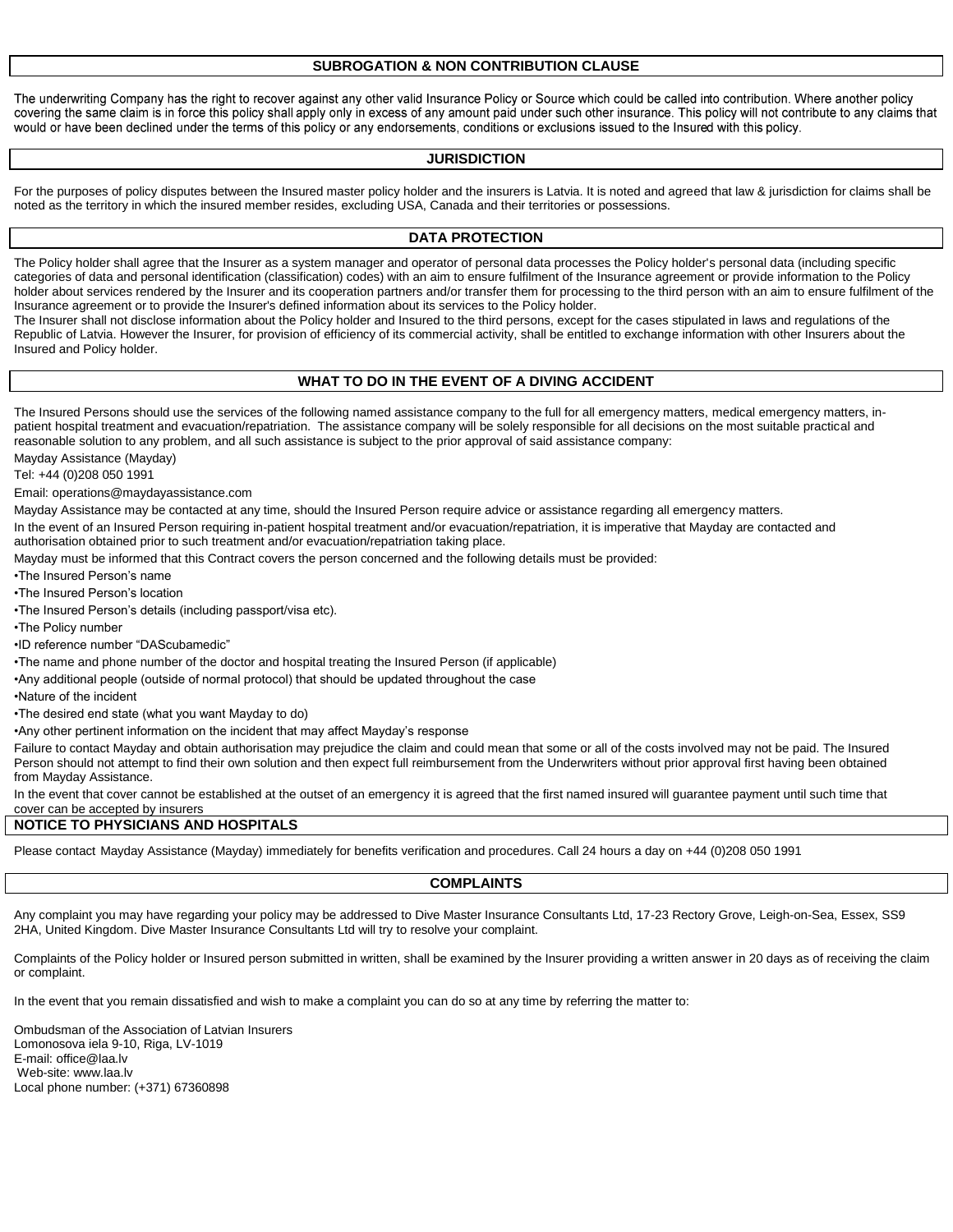## SUBROGATION & NON CONTRIBUTION CLAUSE

The underwriting Company has the right to recover against any other valid Insurance Policy or Source which could be called into contribution. Where another policy covering the same claim is in force this policy shall apply only in excess of any amount paid under such other insurance. This policy will not contribute to any claims that would or have been declined under the terms of this policy or any endorsements, conditions or exclusions issued to the Insured with this policy.

## JURISDICTION

For the purposes of policy disputes between the Insured master policy holder and the insurers is Latvia. It is noted and agreed that law & jurisdiction for claims shall be noted as the territory in which the insured member resides, excluding USA, Canada and their territories or possessions.

## DATA PROTECTION

The Policy holder shall agree that the Insurer as a system manager and operator of personal data processes the Policy holder's personal data (including specific categories of data and personal identification (classification) codes) with an aim to ensure fulfilment of the Insurance agreement or provide information to the Policy holder about services rendered by the Insurer and its cooperation partners and/or transfer them for processing to the third person with an aim to ensure fulfilment of the Insurance agreement or to provide the Insurer's defined information about its services to the Policy holder.

The Insurer shall not disclose information about the Policy holder and Insured to the third persons, except for the cases stipulated in laws and regulations of the Republic of Latvia. However the Insurer, for provision of efficiency of its commercial activity, shall be entitled to exchange information with other Insurers about the Insured and Policy holder.

## WHAT TO DO IN THE EVENT OF A DIVING ACCIDENT

The Insured Persons should use the services of the following named assistance company to the full for all emergency matters, medical emergency matters, in-patient hospital treatment and evacuation/repatriation. The assistance company will be solely responsible for all decisions on the most suitable practical and reasonable solution to any problem, and all such assistance is subject to the prior approval of said assistance company:

Mayday Assistance (Mayday)

Tel: +44 (0)208 050 1991

Email: operations@maydayassistance.com

Mayday Assistance may be contacted at any time, should the Insured Person require advice or assistance regarding all emergency matters.

In the event of an Insured Person requiring in-patient hospital treatment and/or evacuation/repatriation, it is imperative that Mayday are contacted and authorisation obtained prior to such treatment and/or evacuation/repatriation taking place.

Mayday must be informed that this Contract covers the person concerned and the following details must be provided:

- The Insured Person's name
- The Insured Person's location
- The Insured Person's details (including passport/visa etc).
- The Policy number
- ID reference number "DAScubamedic"
- The name and phone number of the doctor and hospital treating the Insured Person (if applicable)
- Any additional people (outside of normal protocol) that should be updated throughout the case
- Nature of the incident
- The desired end state (what you want Mayday to do)
- Any other pertinent information on the incident that may affect Mayday's response

Failure to contact Mayday and obtain authorisation may prejudice the claim and could mean that some or all of the costs involved may not be paid. The Insured Person should not attempt to find their own solution and then expect full reimbursement from the Underwriters without prior approval first having been obtained from Mayday Assistance.

In the event that cover cannot be established at the outset of an emergency it is agreed that the first named insured will guarantee payment until such time that cover can be accepted by insurers

## NOTICE TO PHYSICIANS AND HOSPITALS

Please contact Mayday Assistance (Mayday) immediately for benefits verification and procedures. Call 24 hours a day on +44 (0)208 050 1991

## COMPLAINTS

Any complaint you may have regarding your policy may be addressed to Dive Master Insurance Consultants Ltd, 17-23 Rectory Grove, Leigh-on-Sea, Essex, SS9 2HA, United Kingdom. Dive Master Insurance Consultants Ltd will try to resolve your complaint.

Complaints of the Policy holder or Insured person submitted in written, shall be examined by the Insurer providing a written answer in 20 days as of receiving the claim or complaint.

In the event that you remain dissatisfied and wish to make a complaint you can do so at any time by referring the matter to:

Ombudsman of the Association of Latvian Insurers
Lomonosova iela 9-10, Riga, LV-1019
E-mail: office@laa.lv
Web-site: www.laa.lv
Local phone number: (+371) 67360898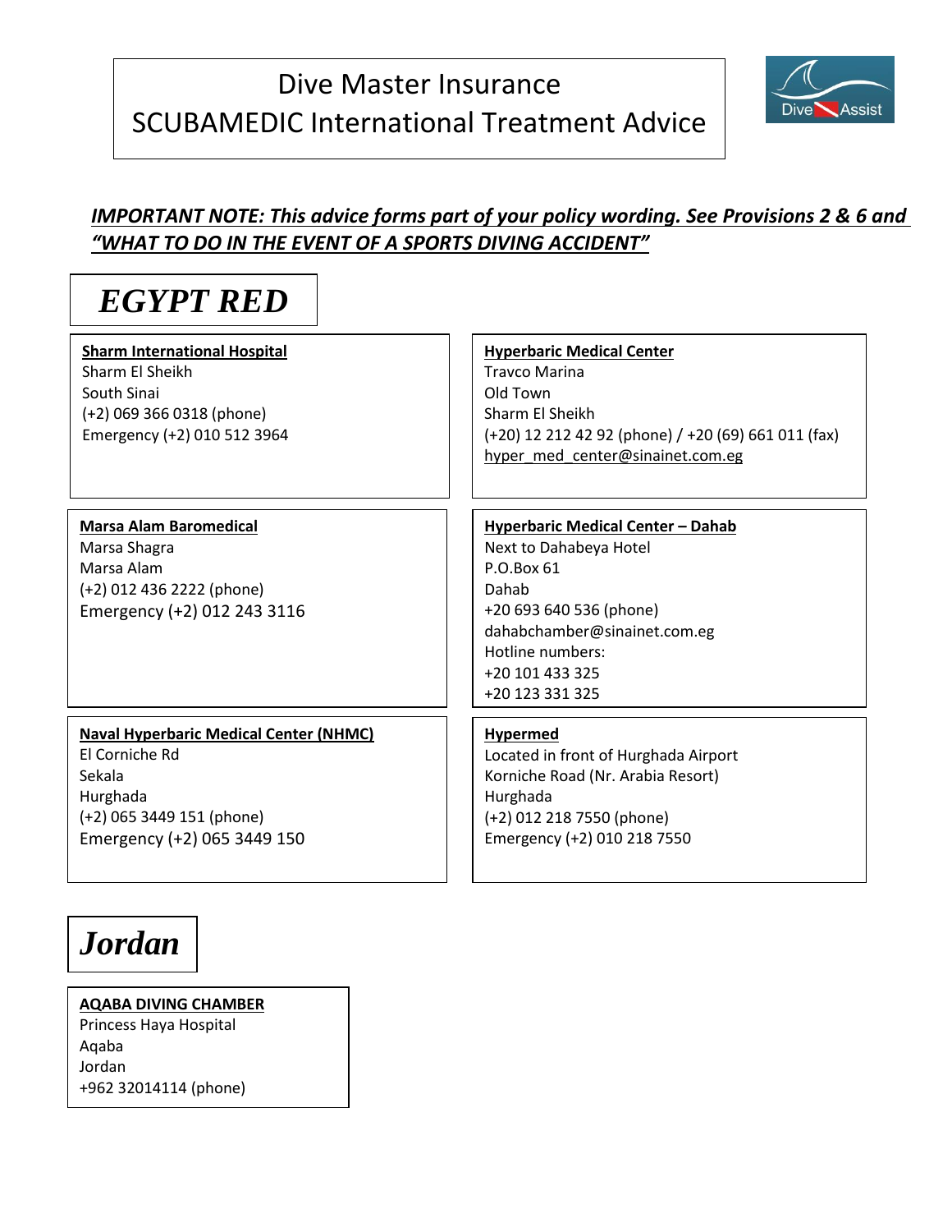# Dive Master Insurance
# SCUBAMEDIC International Treatment Advice

Dive Assist

***IMPORTANT NOTE: This advice forms part of your policy wording. See Provisions 2 & 6 and "WHAT TO DO IN THE EVENT OF A SPORTS DIVING ACCIDENT"***

## *EGYPT RED*

**Sharm International Hospital**
Sharm El Sheikh
South Sinai
(+2) 069 366 0318 (phone)
Emergency (+2) 010 512 3964

**Hyperbaric Medical Center**
Travco Marina
Old Town
Sharm El Sheikh
(+20) 12 212 42 92 (phone) / +20 (69) 661 011 (fax)
hyper_med_center@sinainet.com.eg

**Marsa Alam Baromedical**
Marsa Shagra
Marsa Alam
(+2) 012 436 2222 (phone)
Emergency (+2) 012 243 3116

**Hyperbaric Medical Center – Dahab**
Next to Dahabeya Hotel
P.O.Box 61
Dahab
+20 693 640 536 (phone)
dahabchamber@sinainet.com.eg
Hotline numbers:
+20 101 433 325
+20 123 331 325

**Naval Hyperbaric Medical Center (NHMC)**
El Corniche Rd
Sekala
Hurghada
(+2) 065 3449 151 (phone)
Emergency (+2) 065 3449 150

**Hypermed**
Located in front of Hurghada Airport
Korniche Road (Nr. Arabia Resort)
Hurghada
(+2) 012 218 7550 (phone)
Emergency (+2) 010 218 7550

## *Jordan*

**AQABA DIVING CHAMBER**
Princess Haya Hospital
Aqaba
Jordan
+962 32014114 (phone)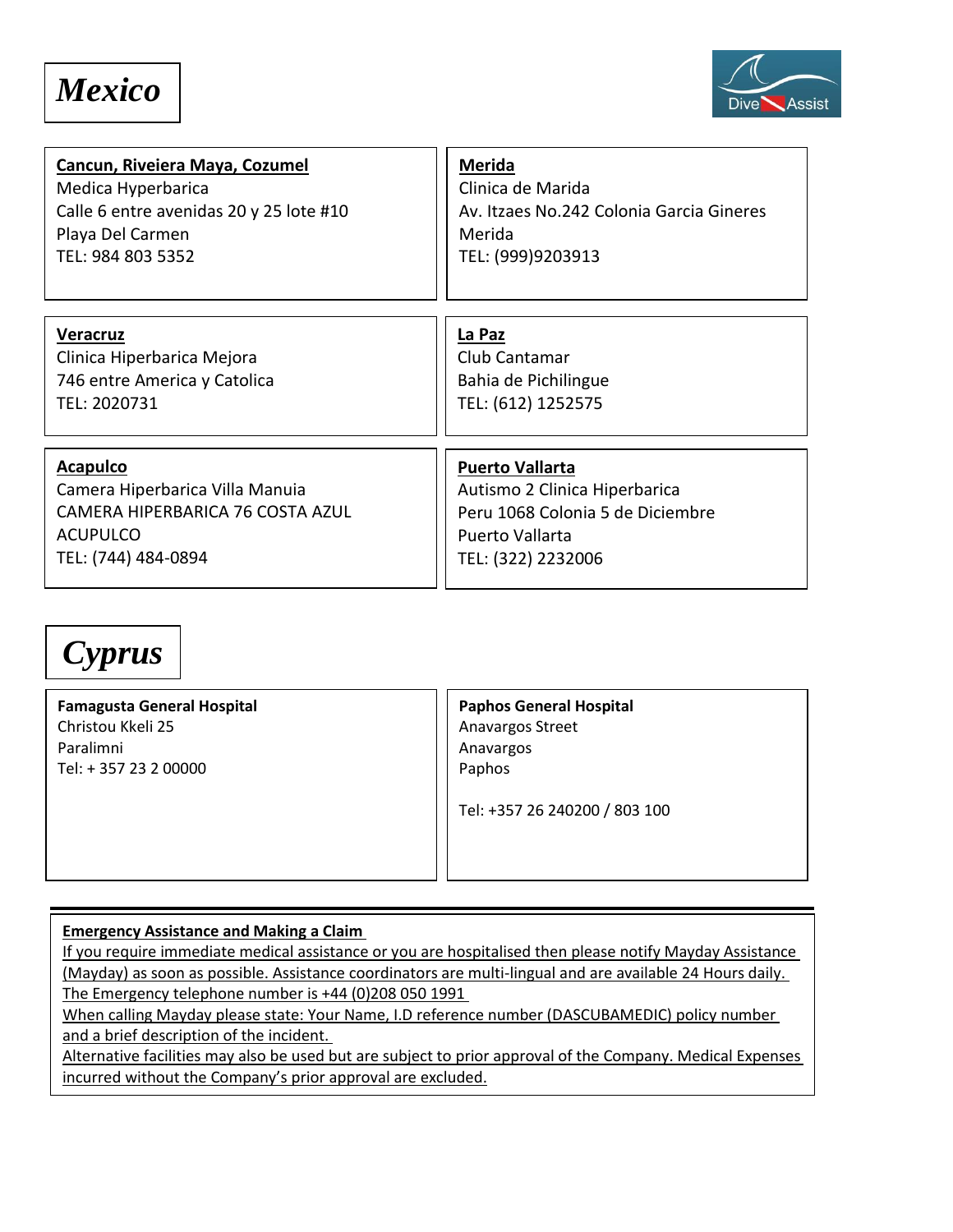# Mexico

Dive Assist

**Cancun, Riveiera Maya, Cozumel**
Medica Hyperbarica
Calle 6 entre avenidas 20 y 25 lote #10
Playa Del Carmen
TEL: 984 803 5352

**Merida**
Clinica de Marida
Av. Itzaes No.242 Colonia Garcia Gineres
Merida
TEL: (999)9203913

**Veracruz**
Clinica Hiperbarica Mejora
746 entre America y Catolica
TEL: 2020731

**La Paz**
Club Cantamar
Bahia de Pichilingue
TEL: (612) 1252575

**Acapulco**
Camera Hiperbarica Villa Manuia
CAMERA HIPERBARICA 76 COSTA AZUL
ACUPULCO
TEL: (744) 484-0894

**Puerto Vallarta**
Autismo 2 Clinica Hiperbarica
Peru 1068 Colonia 5 de Diciembre
Puerto Vallarta
TEL: (322) 2232006

# Cyprus

**Famagusta General Hospital**
Christou Kkeli 25
Paralimni
Tel: + 357 23 2 00000

**Paphos General Hospital**
Anavargos Street
Anavargos
Paphos

Tel: +357 26 240200 / 803 100

**Emergency Assistance and Making a Claim**

If you require immediate medical assistance or you are hospitalised then please notify Mayday Assistance (Mayday) as soon as possible. Assistance coordinators are multi-lingual and are available 24 Hours daily. The Emergency telephone number is +44 (0)208 050 1991

When calling Mayday please state: Your Name, I.D reference number (DASCUBAMEDIC) policy number and a brief description of the incident.

Alternative facilities may also be used but are subject to prior approval of the Company. Medical Expenses incurred without the Company's prior approval are excluded.